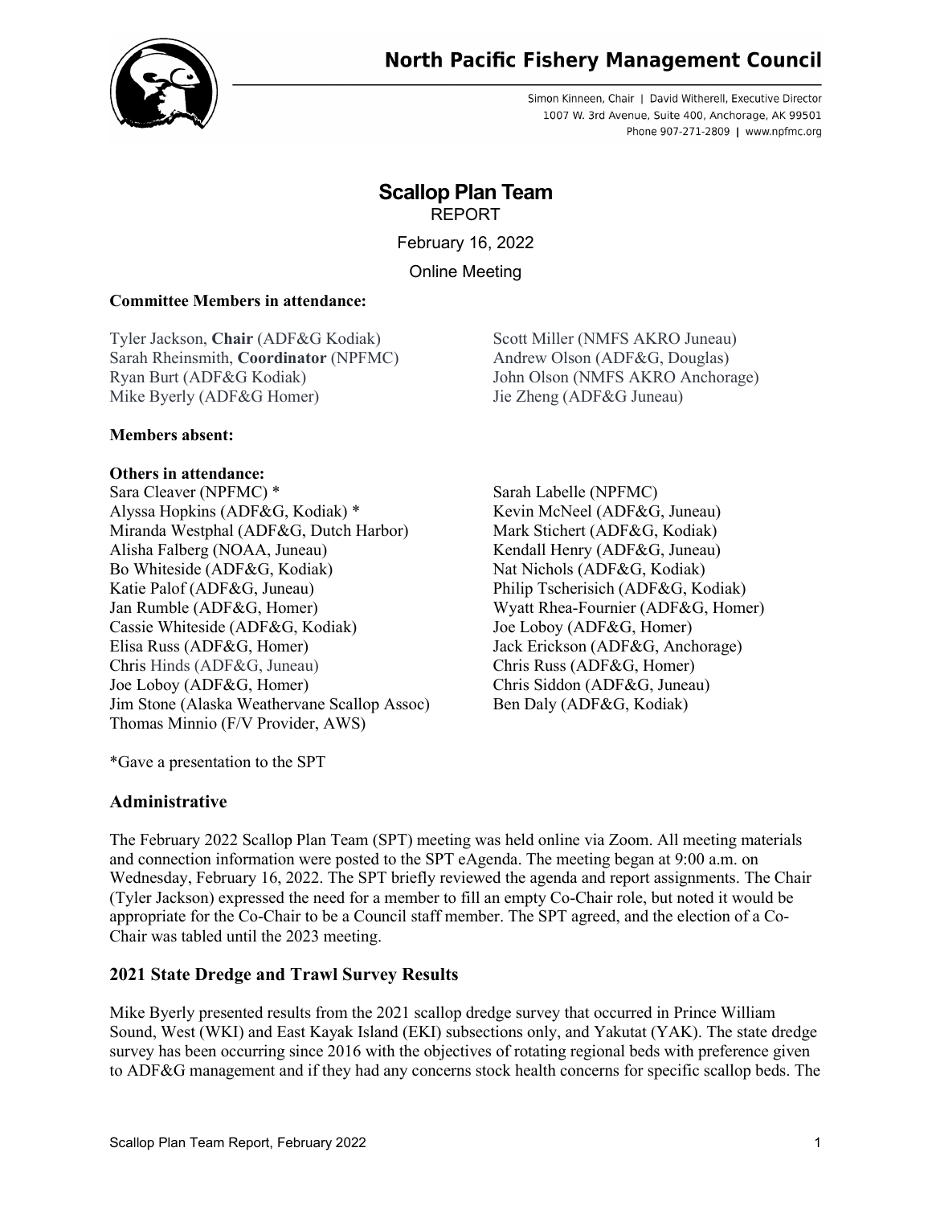North Pacific Fishery Management Council

Simon Kinneen, Chair | David Witherell, Executive Director
1007 W. 3rd Avenue, Suite 400, Anchorage, AK 99501
Phone 907-271-2809 | www.npfmc.org

# Scallop Plan Team

REPORT

February 16, 2022

Online Meeting

**Committee Members in attendance:**

Tyler Jackson, **Chair** (ADF&G Kodiak)
Sarah Rheinsmith, **Coordinator** (NPFMC)
Ryan Burt (ADF&G Kodiak)
Mike Byerly (ADF&G Homer)
Scott Miller (NMFS AKRO Juneau)
Andrew Olson (ADF&G, Douglas)
John Olson (NMFS AKRO Anchorage)
Jie Zheng (ADF&G Juneau)

**Members absent:**

**Others in attendance:**

Sara Cleaver (NPFMC) *
Alyssa Hopkins (ADF&G, Kodiak) *
Miranda Westphal (ADF&G, Dutch Harbor)
Alisha Falberg (NOAA, Juneau)
Bo Whiteside (ADF&G, Kodiak)
Katie Palof (ADF&G, Juneau)
Jan Rumble (ADF&G, Homer)
Cassie Whiteside (ADF&G, Kodiak)
Elisa Russ (ADF&G, Homer)
Chris Hinds (ADF&G, Juneau)
Joe Loboy (ADF&G, Homer)
Jim Stone (Alaska Weathervane Scallop Assoc)
Thomas Minnio (F/V Provider, AWS)
Sarah Labelle (NPFMC)
Kevin McNeel (ADF&G, Juneau)
Mark Stichert (ADF&G, Kodiak)
Kendall Henry (ADF&G, Juneau)
Nat Nichols (ADF&G, Kodiak)
Philip Tscherisich (ADF&G, Kodiak)
Wyatt Rhea-Fournier (ADF&G, Homer)
Joe Loboy (ADF&G, Homer)
Jack Erickson (ADF&G, Anchorage)
Chris Russ (ADF&G, Homer)
Chris Siddon (ADF&G, Juneau)
Ben Daly (ADF&G, Kodiak)

*Gave a presentation to the SPT

## Administrative

The February 2022 Scallop Plan Team (SPT) meeting was held online via Zoom. All meeting materials and connection information were posted to the SPT eAgenda. The meeting began at 9:00 a.m. on Wednesday, February 16, 2022. The SPT briefly reviewed the agenda and report assignments. The Chair (Tyler Jackson) expressed the need for a member to fill an empty Co-Chair role, but noted it would be appropriate for the Co-Chair to be a Council staff member. The SPT agreed, and the election of a Co-Chair was tabled until the 2023 meeting.

## 2021 State Dredge and Trawl Survey Results

Mike Byerly presented results from the 2021 scallop dredge survey that occurred in Prince William Sound, West (WKI) and East Kayak Island (EKI) subsections only, and Yakutat (YAK). The state dredge survey has been occurring since 2016 with the objectives of rotating regional beds with preference given to ADF&G management and if they had any concerns stock health concerns for specific scallop beds. The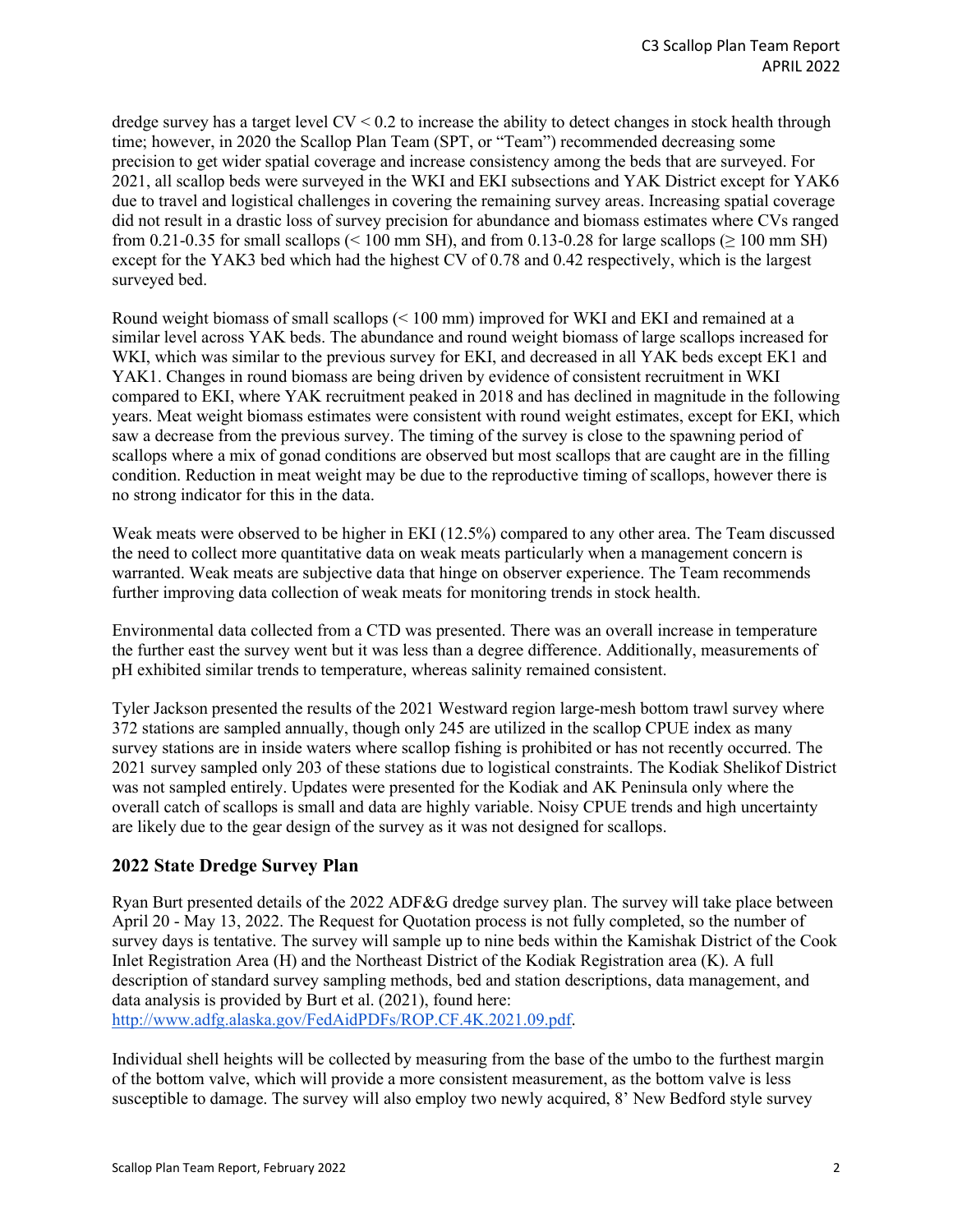dredge survey has a target level CV < 0.2 to increase the ability to detect changes in stock health through time; however, in 2020 the Scallop Plan Team (SPT, or "Team") recommended decreasing some precision to get wider spatial coverage and increase consistency among the beds that are surveyed. For 2021, all scallop beds were surveyed in the WKI and EKI subsections and YAK District except for YAK6 due to travel and logistical challenges in covering the remaining survey areas. Increasing spatial coverage did not result in a drastic loss of survey precision for abundance and biomass estimates where CVs ranged from 0.21-0.35 for small scallops (< 100 mm SH), and from 0.13-0.28 for large scallops (≥ 100 mm SH) except for the YAK3 bed which had the highest CV of 0.78 and 0.42 respectively, which is the largest surveyed bed.

Round weight biomass of small scallops (< 100 mm) improved for WKI and EKI and remained at a similar level across YAK beds. The abundance and round weight biomass of large scallops increased for WKI, which was similar to the previous survey for EKI, and decreased in all YAK beds except EK1 and YAK1. Changes in round biomass are being driven by evidence of consistent recruitment in WKI compared to EKI, where YAK recruitment peaked in 2018 and has declined in magnitude in the following years. Meat weight biomass estimates were consistent with round weight estimates, except for EKI, which saw a decrease from the previous survey. The timing of the survey is close to the spawning period of scallops where a mix of gonad conditions are observed but most scallops that are caught are in the filling condition. Reduction in meat weight may be due to the reproductive timing of scallops, however there is no strong indicator for this in the data.

Weak meats were observed to be higher in EKI (12.5%) compared to any other area. The Team discussed the need to collect more quantitative data on weak meats particularly when a management concern is warranted. Weak meats are subjective data that hinge on observer experience. The Team recommends further improving data collection of weak meats for monitoring trends in stock health.

Environmental data collected from a CTD was presented. There was an overall increase in temperature the further east the survey went but it was less than a degree difference. Additionally, measurements of pH exhibited similar trends to temperature, whereas salinity remained consistent.

Tyler Jackson presented the results of the 2021 Westward region large-mesh bottom trawl survey where 372 stations are sampled annually, though only 245 are utilized in the scallop CPUE index as many survey stations are in inside waters where scallop fishing is prohibited or has not recently occurred. The 2021 survey sampled only 203 of these stations due to logistical constraints. The Kodiak Shelikof District was not sampled entirely. Updates were presented for the Kodiak and AK Peninsula only where the overall catch of scallops is small and data are highly variable. Noisy CPUE trends and high uncertainty are likely due to the gear design of the survey as it was not designed for scallops.

## 2022 State Dredge Survey Plan

Ryan Burt presented details of the 2022 ADF&G dredge survey plan. The survey will take place between April 20 - May 13, 2022. The Request for Quotation process is not fully completed, so the number of survey days is tentative. The survey will sample up to nine beds within the Kamishak District of the Cook Inlet Registration Area (H) and the Northeast District of the Kodiak Registration area (K). A full description of standard survey sampling methods, bed and station descriptions, data management, and data analysis is provided by Burt et al. (2021), found here: http://www.adfg.alaska.gov/FedAidPDFs/ROP.CF.4K.2021.09.pdf.

Individual shell heights will be collected by measuring from the base of the umbo to the furthest margin of the bottom valve, which will provide a more consistent measurement, as the bottom valve is less susceptible to damage. The survey will also employ two newly acquired, 8' New Bedford style survey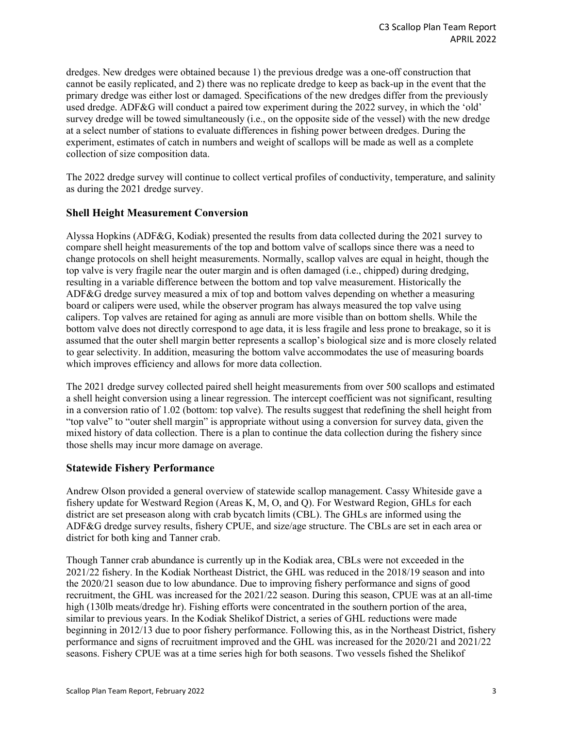dredges. New dredges were obtained because 1) the previous dredge was a one-off construction that cannot be easily replicated, and 2) there was no replicate dredge to keep as back-up in the event that the primary dredge was either lost or damaged. Specifications of the new dredges differ from the previously used dredge. ADF&G will conduct a paired tow experiment during the 2022 survey, in which the 'old' survey dredge will be towed simultaneously (i.e., on the opposite side of the vessel) with the new dredge at a select number of stations to evaluate differences in fishing power between dredges. During the experiment, estimates of catch in numbers and weight of scallops will be made as well as a complete collection of size composition data.

The 2022 dredge survey will continue to collect vertical profiles of conductivity, temperature, and salinity as during the 2021 dredge survey.

## Shell Height Measurement Conversion

Alyssa Hopkins (ADF&G, Kodiak) presented the results from data collected during the 2021 survey to compare shell height measurements of the top and bottom valve of scallops since there was a need to change protocols on shell height measurements. Normally, scallop valves are equal in height, though the top valve is very fragile near the outer margin and is often damaged (i.e., chipped) during dredging, resulting in a variable difference between the bottom and top valve measurement. Historically the ADF&G dredge survey measured a mix of top and bottom valves depending on whether a measuring board or calipers were used, while the observer program has always measured the top valve using calipers. Top valves are retained for aging as annuli are more visible than on bottom shells. While the bottom valve does not directly correspond to age data, it is less fragile and less prone to breakage, so it is assumed that the outer shell margin better represents a scallop's biological size and is more closely related to gear selectivity. In addition, measuring the bottom valve accommodates the use of measuring boards which improves efficiency and allows for more data collection.

The 2021 dredge survey collected paired shell height measurements from over 500 scallops and estimated a shell height conversion using a linear regression. The intercept coefficient was not significant, resulting in a conversion ratio of 1.02 (bottom: top valve). The results suggest that redefining the shell height from "top valve" to "outer shell margin" is appropriate without using a conversion for survey data, given the mixed history of data collection. There is a plan to continue the data collection during the fishery since those shells may incur more damage on average.

## Statewide Fishery Performance

Andrew Olson provided a general overview of statewide scallop management. Cassy Whiteside gave a fishery update for Westward Region (Areas K, M, O, and Q). For Westward Region, GHLs for each district are set preseason along with crab bycatch limits (CBL). The GHLs are informed using the ADF&G dredge survey results, fishery CPUE, and size/age structure. The CBLs are set in each area or district for both king and Tanner crab.

Though Tanner crab abundance is currently up in the Kodiak area, CBLs were not exceeded in the 2021/22 fishery. In the Kodiak Northeast District, the GHL was reduced in the 2018/19 season and into the 2020/21 season due to low abundance. Due to improving fishery performance and signs of good recruitment, the GHL was increased for the 2021/22 season. During this season, CPUE was at an all-time high (130lb meats/dredge hr). Fishing efforts were concentrated in the southern portion of the area, similar to previous years. In the Kodiak Shelikof District, a series of GHL reductions were made beginning in 2012/13 due to poor fishery performance. Following this, as in the Northeast District, fishery performance and signs of recruitment improved and the GHL was increased for the 2020/21 and 2021/22 seasons. Fishery CPUE was at a time series high for both seasons. Two vessels fished the Shelikof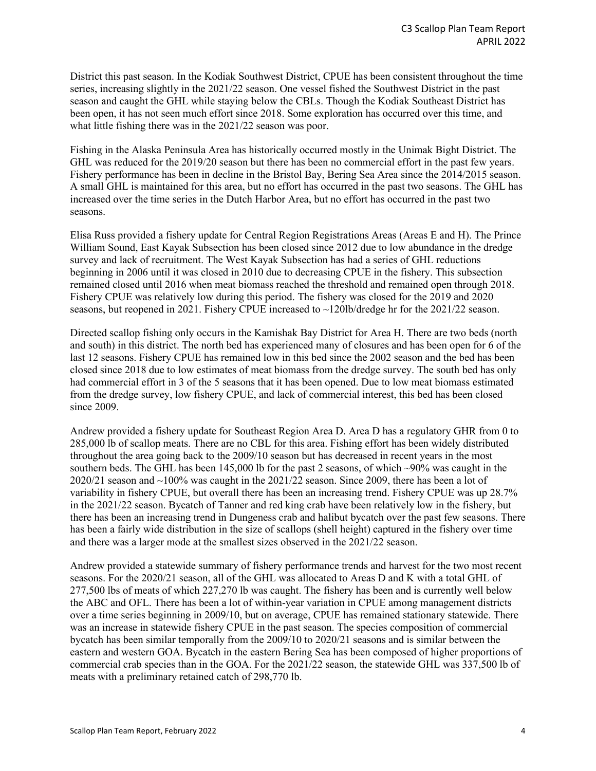District this past season. In the Kodiak Southwest District, CPUE has been consistent throughout the time series, increasing slightly in the 2021/22 season. One vessel fished the Southwest District in the past season and caught the GHL while staying below the CBLs. Though the Kodiak Southeast District has been open, it has not seen much effort since 2018. Some exploration has occurred over this time, and what little fishing there was in the 2021/22 season was poor.

Fishing in the Alaska Peninsula Area has historically occurred mostly in the Unimak Bight District. The GHL was reduced for the 2019/20 season but there has been no commercial effort in the past few years. Fishery performance has been in decline in the Bristol Bay, Bering Sea Area since the 2014/2015 season. A small GHL is maintained for this area, but no effort has occurred in the past two seasons. The GHL has increased over the time series in the Dutch Harbor Area, but no effort has occurred in the past two seasons.

Elisa Russ provided a fishery update for Central Region Registrations Areas (Areas E and H). The Prince William Sound, East Kayak Subsection has been closed since 2012 due to low abundance in the dredge survey and lack of recruitment. The West Kayak Subsection has had a series of GHL reductions beginning in 2006 until it was closed in 2010 due to decreasing CPUE in the fishery. This subsection remained closed until 2016 when meat biomass reached the threshold and remained open through 2018. Fishery CPUE was relatively low during this period. The fishery was closed for the 2019 and 2020 seasons, but reopened in 2021. Fishery CPUE increased to ~120lb/dredge hr for the 2021/22 season.

Directed scallop fishing only occurs in the Kamishak Bay District for Area H. There are two beds (north and south) in this district. The north bed has experienced many of closures and has been open for 6 of the last 12 seasons. Fishery CPUE has remained low in this bed since the 2002 season and the bed has been closed since 2018 due to low estimates of meat biomass from the dredge survey. The south bed has only had commercial effort in 3 of the 5 seasons that it has been opened. Due to low meat biomass estimated from the dredge survey, low fishery CPUE, and lack of commercial interest, this bed has been closed since 2009.

Andrew provided a fishery update for Southeast Region Area D. Area D has a regulatory GHR from 0 to 285,000 lb of scallop meats. There are no CBL for this area. Fishing effort has been widely distributed throughout the area going back to the 2009/10 season but has decreased in recent years in the most southern beds. The GHL has been 145,000 lb for the past 2 seasons, of which ~90% was caught in the 2020/21 season and ~100% was caught in the 2021/22 season. Since 2009, there has been a lot of variability in fishery CPUE, but overall there has been an increasing trend. Fishery CPUE was up 28.7% in the 2021/22 season. Bycatch of Tanner and red king crab have been relatively low in the fishery, but there has been an increasing trend in Dungeness crab and halibut bycatch over the past few seasons. There has been a fairly wide distribution in the size of scallops (shell height) captured in the fishery over time and there was a larger mode at the smallest sizes observed in the 2021/22 season.

Andrew provided a statewide summary of fishery performance trends and harvest for the two most recent seasons. For the 2020/21 season, all of the GHL was allocated to Areas D and K with a total GHL of 277,500 lbs of meats of which 227,270 lb was caught. The fishery has been and is currently well below the ABC and OFL. There has been a lot of within-year variation in CPUE among management districts over a time series beginning in 2009/10, but on average, CPUE has remained stationary statewide. There was an increase in statewide fishery CPUE in the past season. The species composition of commercial bycatch has been similar temporally from the 2009/10 to 2020/21 seasons and is similar between the eastern and western GOA. Bycatch in the eastern Bering Sea has been composed of higher proportions of commercial crab species than in the GOA. For the 2021/22 season, the statewide GHL was 337,500 lb of meats with a preliminary retained catch of 298,770 lb.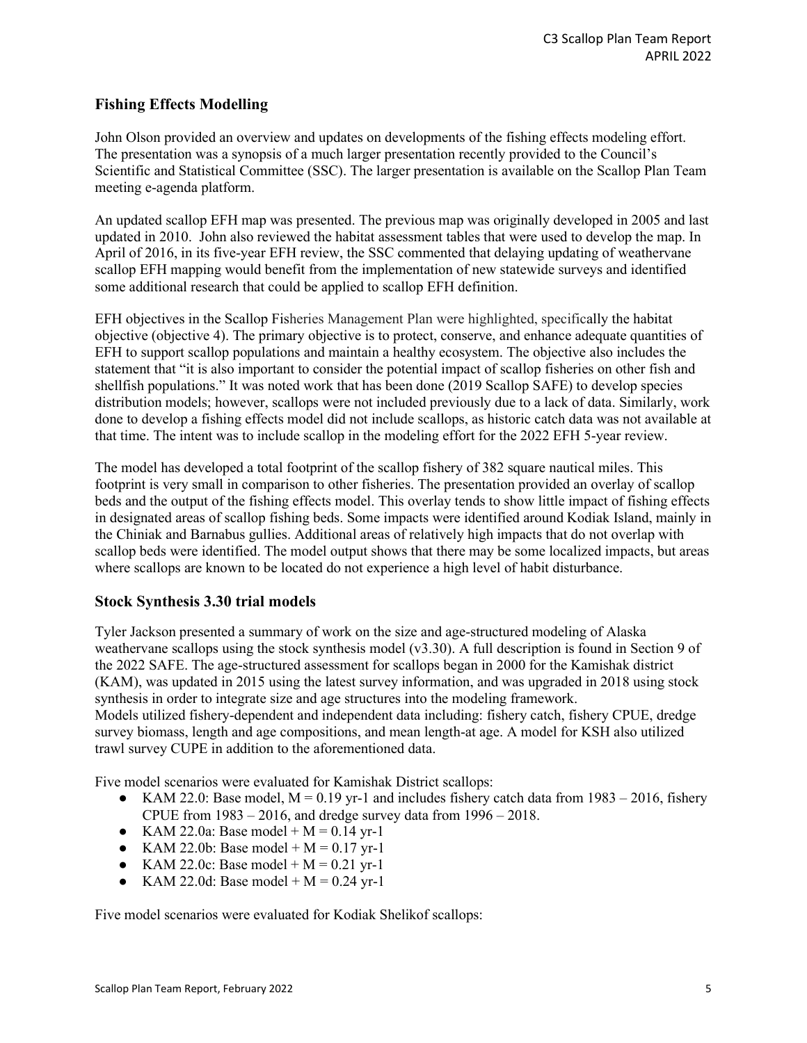## Fishing Effects Modelling

John Olson provided an overview and updates on developments of the fishing effects modeling effort. The presentation was a synopsis of a much larger presentation recently provided to the Council's Scientific and Statistical Committee (SSC). The larger presentation is available on the Scallop Plan Team meeting e-agenda platform.

An updated scallop EFH map was presented. The previous map was originally developed in 2005 and last updated in 2010. John also reviewed the habitat assessment tables that were used to develop the map. In April of 2016, in its five-year EFH review, the SSC commented that delaying updating of weathervane scallop EFH mapping would benefit from the implementation of new statewide surveys and identified some additional research that could be applied to scallop EFH definition.

EFH objectives in the Scallop Fisheries Management Plan were highlighted, specifically the habitat objective (objective 4). The primary objective is to protect, conserve, and enhance adequate quantities of EFH to support scallop populations and maintain a healthy ecosystem. The objective also includes the statement that "it is also important to consider the potential impact of scallop fisheries on other fish and shellfish populations." It was noted work that has been done (2019 Scallop SAFE) to develop species distribution models; however, scallops were not included previously due to a lack of data. Similarly, work done to develop a fishing effects model did not include scallops, as historic catch data was not available at that time. The intent was to include scallop in the modeling effort for the 2022 EFH 5-year review.

The model has developed a total footprint of the scallop fishery of 382 square nautical miles. This footprint is very small in comparison to other fisheries. The presentation provided an overlay of scallop beds and the output of the fishing effects model. This overlay tends to show little impact of fishing effects in designated areas of scallop fishing beds. Some impacts were identified around Kodiak Island, mainly in the Chiniak and Barnabus gullies. Additional areas of relatively high impacts that do not overlap with scallop beds were identified. The model output shows that there may be some localized impacts, but areas where scallops are known to be located do not experience a high level of habit disturbance.

## Stock Synthesis 3.30 trial models

Tyler Jackson presented a summary of work on the size and age-structured modeling of Alaska weathervane scallops using the stock synthesis model (v3.30). A full description is found in Section 9 of the 2022 SAFE. The age-structured assessment for scallops began in 2000 for the Kamishak district (KAM), was updated in 2015 using the latest survey information, and was upgraded in 2018 using stock synthesis in order to integrate size and age structures into the modeling framework.
Models utilized fishery-dependent and independent data including: fishery catch, fishery CPUE, dredge survey biomass, length and age compositions, and mean length-at age. A model for KSH also utilized trawl survey CUPE in addition to the aforementioned data.

Five model scenarios were evaluated for Kamishak District scallops:

- KAM 22.0: Base model, M = 0.19 yr-1 and includes fishery catch data from 1983 – 2016, fishery CPUE from 1983 – 2016, and dredge survey data from 1996 – 2018.
- KAM 22.0a: Base model + M = 0.14 yr-1
- KAM 22.0b: Base model + M = 0.17 yr-1
- KAM 22.0c: Base model + M = 0.21 yr-1
- KAM 22.0d: Base model + M = 0.24 yr-1

Five model scenarios were evaluated for Kodiak Shelikof scallops: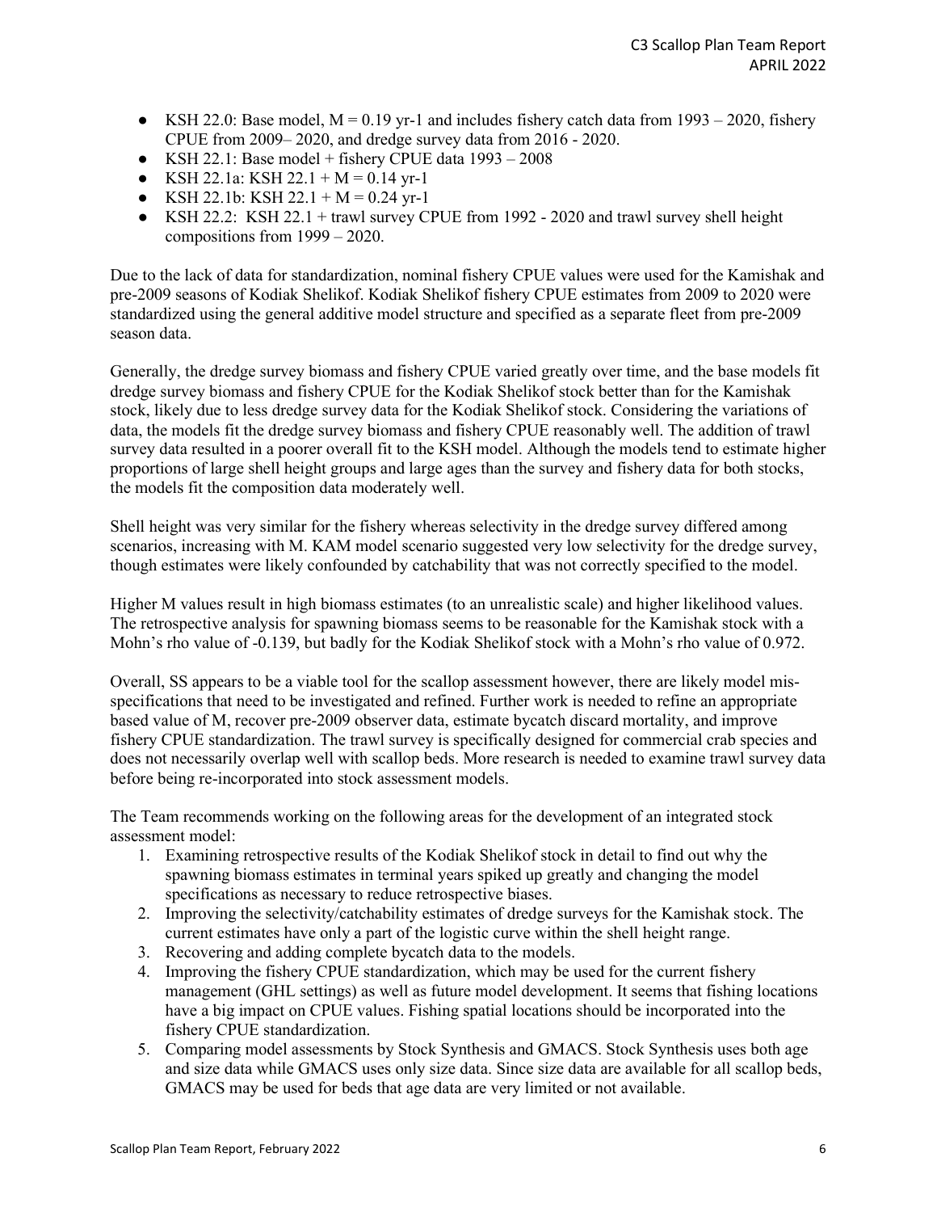- KSH 22.0: Base model, M = 0.19 yr-1 and includes fishery catch data from 1993 – 2020, fishery CPUE from 2009– 2020, and dredge survey data from 2016 - 2020.
- KSH 22.1: Base model + fishery CPUE data 1993 – 2008
- KSH 22.1a: KSH 22.1 + M = 0.14 yr-1
- KSH 22.1b: KSH 22.1 + M = 0.24 yr-1
- KSH 22.2: KSH 22.1 + trawl survey CPUE from 1992 - 2020 and trawl survey shell height compositions from 1999 – 2020.

Due to the lack of data for standardization, nominal fishery CPUE values were used for the Kamishak and pre-2009 seasons of Kodiak Shelikof. Kodiak Shelikof fishery CPUE estimates from 2009 to 2020 were standardized using the general additive model structure and specified as a separate fleet from pre-2009 season data.

Generally, the dredge survey biomass and fishery CPUE varied greatly over time, and the base models fit dredge survey biomass and fishery CPUE for the Kodiak Shelikof stock better than for the Kamishak stock, likely due to less dredge survey data for the Kodiak Shelikof stock. Considering the variations of data, the models fit the dredge survey biomass and fishery CPUE reasonably well. The addition of trawl survey data resulted in a poorer overall fit to the KSH model. Although the models tend to estimate higher proportions of large shell height groups and large ages than the survey and fishery data for both stocks, the models fit the composition data moderately well.

Shell height was very similar for the fishery whereas selectivity in the dredge survey differed among scenarios, increasing with M. KAM model scenario suggested very low selectivity for the dredge survey, though estimates were likely confounded by catchability that was not correctly specified to the model.

Higher M values result in high biomass estimates (to an unrealistic scale) and higher likelihood values. The retrospective analysis for spawning biomass seems to be reasonable for the Kamishak stock with a Mohn's rho value of -0.139, but badly for the Kodiak Shelikof stock with a Mohn's rho value of 0.972.

Overall, SS appears to be a viable tool for the scallop assessment however, there are likely model mis-specifications that need to be investigated and refined. Further work is needed to refine an appropriate based value of M, recover pre-2009 observer data, estimate bycatch discard mortality, and improve fishery CPUE standardization. The trawl survey is specifically designed for commercial crab species and does not necessarily overlap well with scallop beds. More research is needed to examine trawl survey data before being re-incorporated into stock assessment models.

The Team recommends working on the following areas for the development of an integrated stock assessment model:

1. Examining retrospective results of the Kodiak Shelikof stock in detail to find out why the spawning biomass estimates in terminal years spiked up greatly and changing the model specifications as necessary to reduce retrospective biases.
2. Improving the selectivity/catchability estimates of dredge surveys for the Kamishak stock. The current estimates have only a part of the logistic curve within the shell height range.
3. Recovering and adding complete bycatch data to the models.
4. Improving the fishery CPUE standardization, which may be used for the current fishery management (GHL settings) as well as future model development. It seems that fishing locations have a big impact on CPUE values. Fishing spatial locations should be incorporated into the fishery CPUE standardization.
5. Comparing model assessments by Stock Synthesis and GMACS. Stock Synthesis uses both age and size data while GMACS uses only size data. Since size data are available for all scallop beds, GMACS may be used for beds that age data are very limited or not available.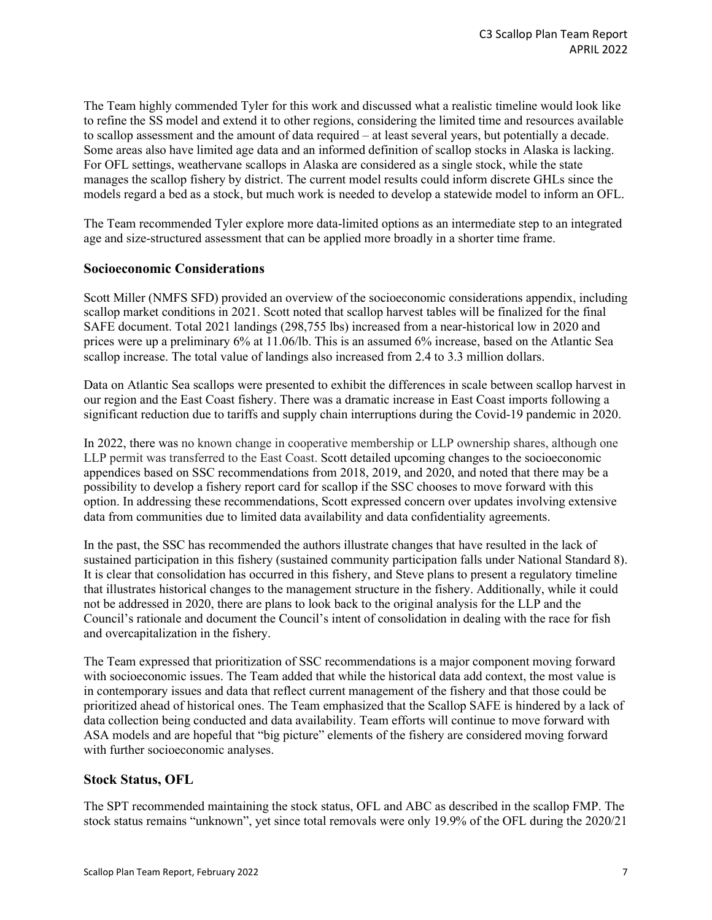The Team highly commended Tyler for this work and discussed what a realistic timeline would look like to refine the SS model and extend it to other regions, considering the limited time and resources available to scallop assessment and the amount of data required – at least several years, but potentially a decade. Some areas also have limited age data and an informed definition of scallop stocks in Alaska is lacking. For OFL settings, weathervane scallops in Alaska are considered as a single stock, while the state manages the scallop fishery by district. The current model results could inform discrete GHLs since the models regard a bed as a stock, but much work is needed to develop a statewide model to inform an OFL.

The Team recommended Tyler explore more data-limited options as an intermediate step to an integrated age and size-structured assessment that can be applied more broadly in a shorter time frame.

## Socioeconomic Considerations

Scott Miller (NMFS SFD) provided an overview of the socioeconomic considerations appendix, including scallop market conditions in 2021. Scott noted that scallop harvest tables will be finalized for the final SAFE document. Total 2021 landings (298,755 lbs) increased from a near-historical low in 2020 and prices were up a preliminary 6% at 11.06/lb. This is an assumed 6% increase, based on the Atlantic Sea scallop increase. The total value of landings also increased from 2.4 to 3.3 million dollars.

Data on Atlantic Sea scallops were presented to exhibit the differences in scale between scallop harvest in our region and the East Coast fishery. There was a dramatic increase in East Coast imports following a significant reduction due to tariffs and supply chain interruptions during the Covid-19 pandemic in 2020.

In 2022, there was no known change in cooperative membership or LLP ownership shares, although one LLP permit was transferred to the East Coast. Scott detailed upcoming changes to the socioeconomic appendices based on SSC recommendations from 2018, 2019, and 2020, and noted that there may be a possibility to develop a fishery report card for scallop if the SSC chooses to move forward with this option. In addressing these recommendations, Scott expressed concern over updates involving extensive data from communities due to limited data availability and data confidentiality agreements.

In the past, the SSC has recommended the authors illustrate changes that have resulted in the lack of sustained participation in this fishery (sustained community participation falls under National Standard 8). It is clear that consolidation has occurred in this fishery, and Steve plans to present a regulatory timeline that illustrates historical changes to the management structure in the fishery. Additionally, while it could not be addressed in 2020, there are plans to look back to the original analysis for the LLP and the Council's rationale and document the Council's intent of consolidation in dealing with the race for fish and overcapitalization in the fishery.

The Team expressed that prioritization of SSC recommendations is a major component moving forward with socioeconomic issues. The Team added that while the historical data add context, the most value is in contemporary issues and data that reflect current management of the fishery and that those could be prioritized ahead of historical ones. The Team emphasized that the Scallop SAFE is hindered by a lack of data collection being conducted and data availability. Team efforts will continue to move forward with ASA models and are hopeful that "big picture" elements of the fishery are considered moving forward with further socioeconomic analyses.

## Stock Status, OFL

The SPT recommended maintaining the stock status, OFL and ABC as described in the scallop FMP. The stock status remains "unknown", yet since total removals were only 19.9% of the OFL during the 2020/21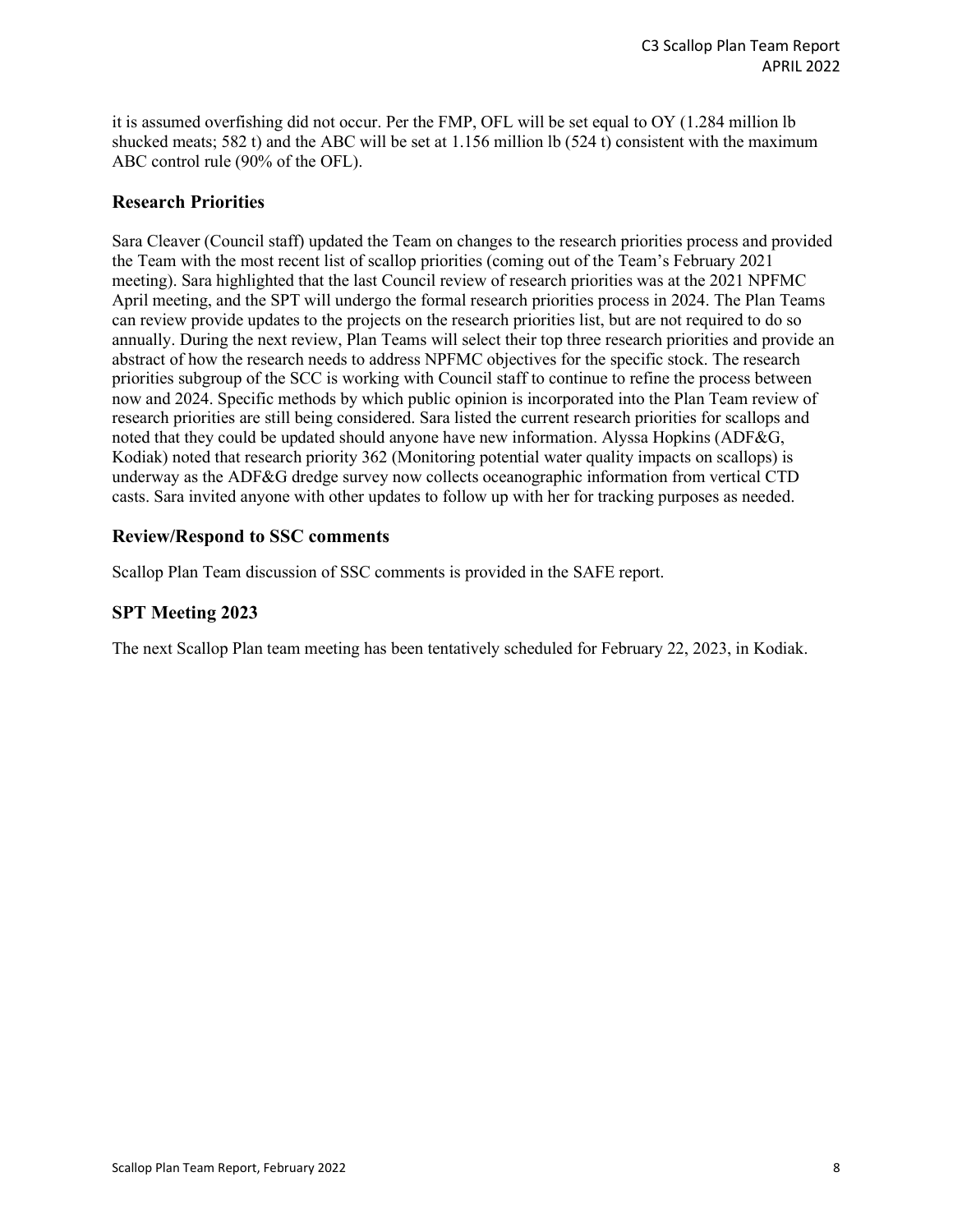it is assumed overfishing did not occur. Per the FMP, OFL will be set equal to OY (1.284 million lb shucked meats; 582 t) and the ABC will be set at 1.156 million lb (524 t) consistent with the maximum ABC control rule (90% of the OFL).

## Research Priorities

Sara Cleaver (Council staff) updated the Team on changes to the research priorities process and provided the Team with the most recent list of scallop priorities (coming out of the Team's February 2021 meeting). Sara highlighted that the last Council review of research priorities was at the 2021 NPFMC April meeting, and the SPT will undergo the formal research priorities process in 2024. The Plan Teams can review provide updates to the projects on the research priorities list, but are not required to do so annually. During the next review, Plan Teams will select their top three research priorities and provide an abstract of how the research needs to address NPFMC objectives for the specific stock. The research priorities subgroup of the SCC is working with Council staff to continue to refine the process between now and 2024. Specific methods by which public opinion is incorporated into the Plan Team review of research priorities are still being considered. Sara listed the current research priorities for scallops and noted that they could be updated should anyone have new information. Alyssa Hopkins (ADF&G, Kodiak) noted that research priority 362 (Monitoring potential water quality impacts on scallops) is underway as the ADF&G dredge survey now collects oceanographic information from vertical CTD casts. Sara invited anyone with other updates to follow up with her for tracking purposes as needed.

## Review/Respond to SSC comments

Scallop Plan Team discussion of SSC comments is provided in the SAFE report.

## SPT Meeting 2023

The next Scallop Plan team meeting has been tentatively scheduled for February 22, 2023, in Kodiak.